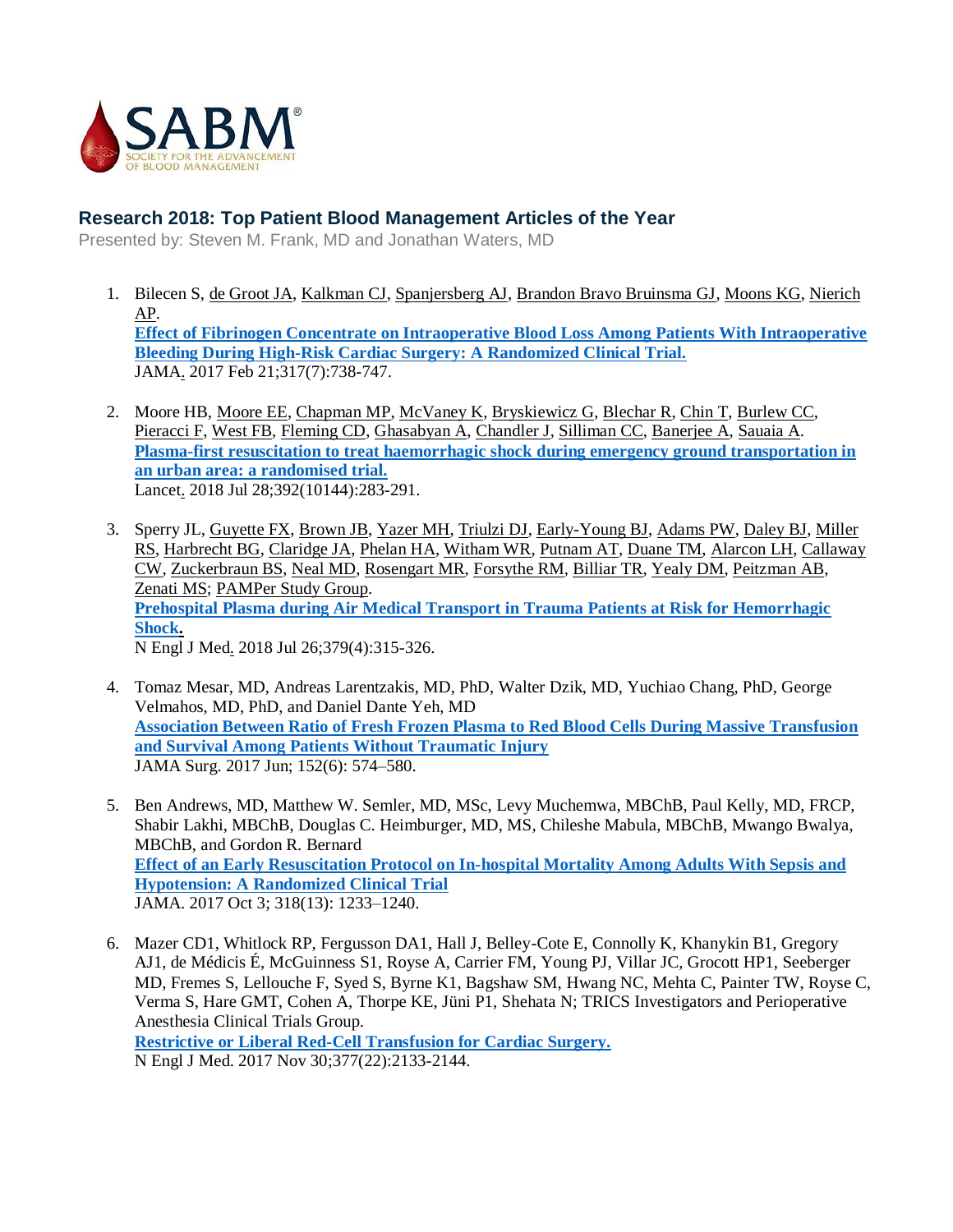SABM®
SOCIETY FOR THE ADVANCEMENT OF BLOOD MANAGEMENT

## Research 2018: Top Patient Blood Management Articles of the Year

Presented by: Steven M. Frank, MD and Jonathan Waters, MD

1. Bilecen S, de Groot JA, Kalkman CJ, Spanjersberg AJ, Brandon Bravo Bruinsma GJ, Moons KG, Nierich AP.
   **Effect of Fibrinogen Concentrate on Intraoperative Blood Loss Among Patients With Intraoperative Bleeding During High-Risk Cardiac Surgery: A Randomized Clinical Trial.**
   JAMA. 2017 Feb 21;317(7):738-747.

2. Moore HB, Moore EE, Chapman MP, McVaney K, Bryskiewicz G, Blechar R, Chin T, Burlew CC, Pieracci F, West FB, Fleming CD, Ghasabyan A, Chandler J, Silliman CC, Banerjee A, Sauaia A.
   **Plasma-first resuscitation to treat haemorrhagic shock during emergency ground transportation in an urban area: a randomised trial.**
   Lancet. 2018 Jul 28;392(10144):283-291.

3. Sperry JL, Guyette FX, Brown JB, Yazer MH, Triulzi DJ, Early-Young BJ, Adams PW, Daley BJ, Miller RS, Harbrecht BG, Claridge JA, Phelan HA, Witham WR, Putnam AT, Duane TM, Alarcon LH, Callaway CW, Zuckerbraun BS, Neal MD, Rosengart MR, Forsythe RM, Billiar TR, Yealy DM, Peitzman AB, Zenati MS; PAMPer Study Group.
   **Prehospital Plasma during Air Medical Transport in Trauma Patients at Risk for Hemorrhagic Shock.**
   N Engl J Med. 2018 Jul 26;379(4):315-326.

4. Tomaz Mesar, MD, Andreas Larentzakis, MD, PhD, Walter Dzik, MD, Yuchiao Chang, PhD, George Velmahos, MD, PhD, and Daniel Dante Yeh, MD
   **Association Between Ratio of Fresh Frozen Plasma to Red Blood Cells During Massive Transfusion and Survival Among Patients Without Traumatic Injury**
   JAMA Surg. 2017 Jun; 152(6): 574–580.

5. Ben Andrews, MD, Matthew W. Semler, MD, MSc, Levy Muchemwa, MBChB, Paul Kelly, MD, FRCP, Shabir Lakhi, MBChB, Douglas C. Heimburger, MD, MS, Chileshe Mabula, MBChB, Mwango Bwalya, MBChB, and Gordon R. Bernard
   **Effect of an Early Resuscitation Protocol on In-hospital Mortality Among Adults With Sepsis and Hypotension: A Randomized Clinical Trial**
   JAMA. 2017 Oct 3; 318(13): 1233–1240.

6. Mazer CD1, Whitlock RP, Fergusson DA1, Hall J, Belley-Cote E, Connolly K, Khanykin B1, Gregory AJ1, de Médicis É, McGuinness S1, Royse A, Carrier FM, Young PJ, Villar JC, Grocott HP1, Seeberger MD, Fremes S, Lellouche F, Syed S, Byrne K1, Bagshaw SM, Hwang NC, Mehta C, Painter TW, Royse C, Verma S, Hare GMT, Cohen A, Thorpe KE, Jüni P1, Shehata N; TRICS Investigators and Perioperative Anesthesia Clinical Trials Group.
   **Restrictive or Liberal Red-Cell Transfusion for Cardiac Surgery.**
   N Engl J Med. 2017 Nov 30;377(22):2133-2144.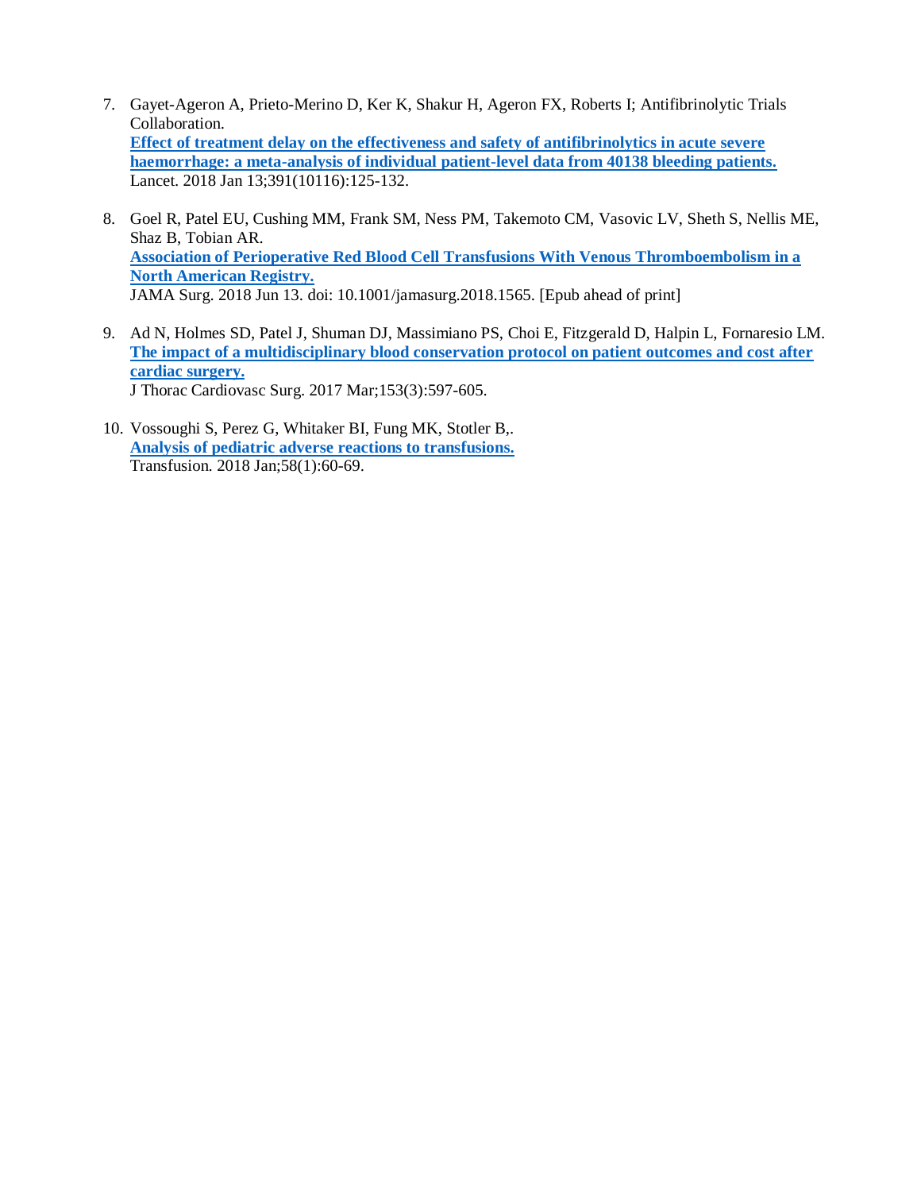7. Gayet-Ageron A, Prieto-Merino D, Ker K, Shakur H, Ageron FX, Roberts I; Antifibrinolytic Trials Collaboration.
   **Effect of treatment delay on the effectiveness and safety of antifibrinolytics in acute severe haemorrhage: a meta-analysis of individual patient-level data from 40138 bleeding patients.**
   Lancet. 2018 Jan 13;391(10116):125-132.

8. Goel R, Patel EU, Cushing MM, Frank SM, Ness PM, Takemoto CM, Vasovic LV, Sheth S, Nellis ME, Shaz B, Tobian AR.
   **Association of Perioperative Red Blood Cell Transfusions With Venous Thromboembolism in a North American Registry.**
   JAMA Surg. 2018 Jun 13. doi: 10.1001/jamasurg.2018.1565. [Epub ahead of print]

9. Ad N, Holmes SD, Patel J, Shuman DJ, Massimiano PS, Choi E, Fitzgerald D, Halpin L, Fornaresio LM.
   **The impact of a multidisciplinary blood conservation protocol on patient outcomes and cost after cardiac surgery.**
   J Thorac Cardiovasc Surg. 2017 Mar;153(3):597-605.

10. Vossoughi S, Perez G, Whitaker BI, Fung MK, Stotler B,.
    **Analysis of pediatric adverse reactions to transfusions.**
    Transfusion. 2018 Jan;58(1):60-69.